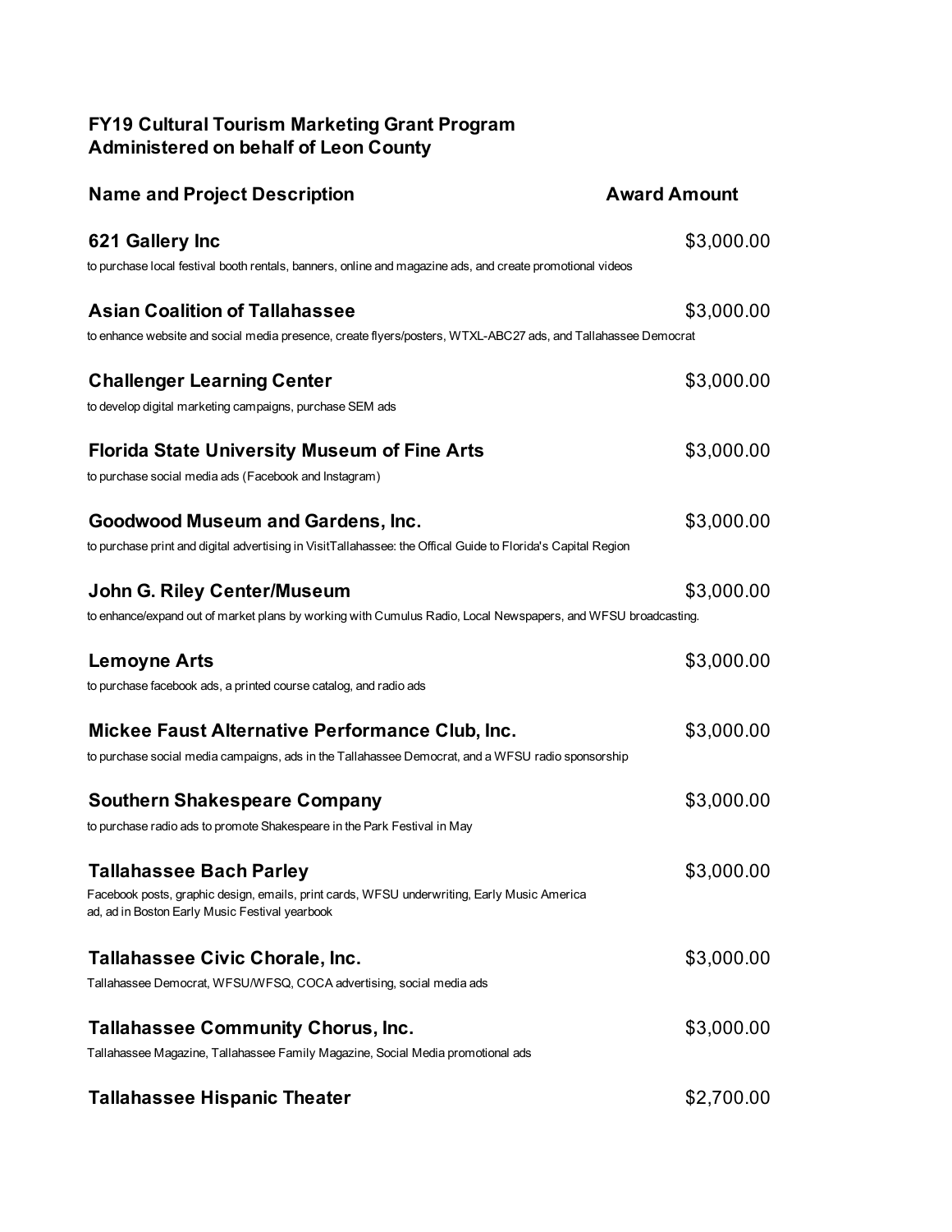**FY19 Cultural Tourism Marketing Grant Program**
**Administered on behalf of Leon County**

| Name and Project Description | Award Amount |
|---|---|
| **621 Gallery Inc**<br>to purchase local festival booth rentals, banners, online and magazine ads, and create promotional videos | $3,000.00 |
| **Asian Coalition of Tallahassee**<br>to enhance website and social media presence, create flyers/posters, WTXL-ABC27 ads, and Tallahassee Democrat | $3,000.00 |
| **Challenger Learning Center**<br>to develop digital marketing campaigns, purchase SEM ads | $3,000.00 |
| **Florida State University Museum of Fine Arts**<br>to purchase social media ads (Facebook and Instagram) | $3,000.00 |
| **Goodwood Museum and Gardens, Inc.**<br>to purchase print and digital advertising in VisitTallahassee: the Offical Guide to Florida's Capital Region | $3,000.00 |
| **John G. Riley Center/Museum**<br>to enhance/expand out of market plans by working with Cumulus Radio, Local Newspapers, and WFSU broadcasting. | $3,000.00 |
| **Lemoyne Arts**<br>to purchase facebook ads, a printed course catalog, and radio ads | $3,000.00 |
| **Mickee Faust Alternative Performance Club, Inc.**<br>to purchase social media campaigns, ads in the Tallahassee Democrat, and a WFSU radio sponsorship | $3,000.00 |
| **Southern Shakespeare Company**<br>to purchase radio ads to promote Shakespeare in the Park Festival in May | $3,000.00 |
| **Tallahassee Bach Parley**<br>Facebook posts, graphic design, emails, print cards, WFSU underwriting, Early Music America ad, ad in Boston Early Music Festival yearbook | $3,000.00 |
| **Tallahassee Civic Chorale, Inc.**<br>Tallahassee Democrat, WFSU/WFSQ, COCA advertising, social media ads | $3,000.00 |
| **Tallahassee Community Chorus, Inc.**<br>Tallahassee Magazine, Tallahassee Family Magazine, Social Media promotional ads | $3,000.00 |
| **Tallahassee Hispanic Theater** | $2,700.00 |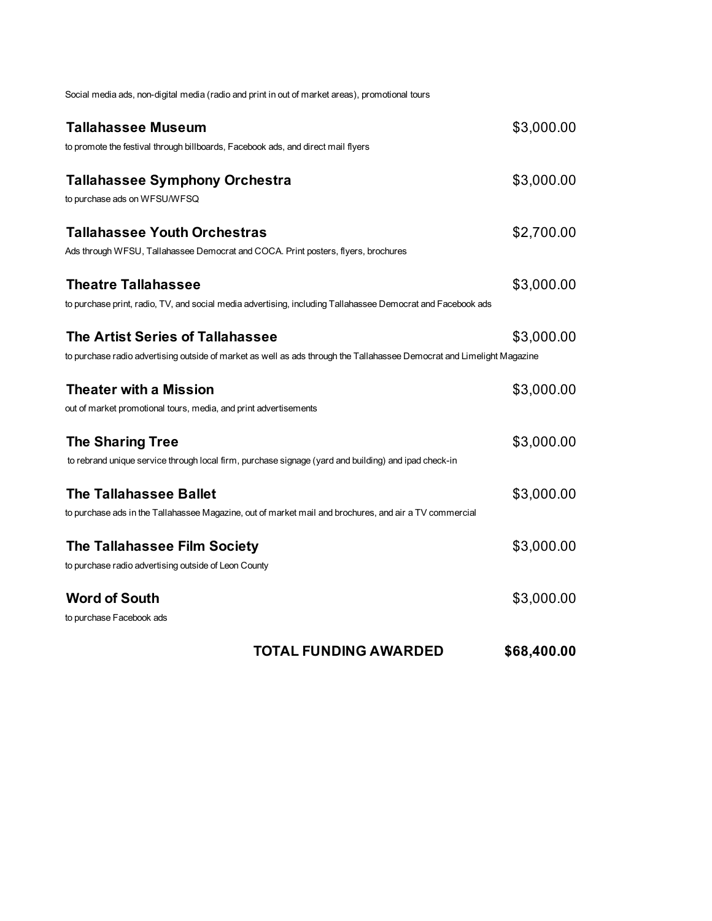Social media ads, non-digital media (radio and print in out of market areas), promotional tours

| | |
|---|---|
| **Tallahassee Museum** | $3,000.00 |
| to promote the festival through billboards, Facebook ads, and direct mail flyers | |
| **Tallahassee Symphony Orchestra** | $3,000.00 |
| to purchase ads on WFSU/WFSQ | |
| **Tallahassee Youth Orchestras** | $2,700.00 |
| Ads through WFSU, Tallahassee Democrat and COCA. Print posters, flyers, brochures | |
| **Theatre Tallahassee** | $3,000.00 |
| to purchase print, radio, TV, and social media advertising, including Tallahassee Democrat and Facebook ads | |
| **The Artist Series of Tallahassee** | $3,000.00 |
| to purchase radio advertising outside of market as well as ads through the Tallahassee Democrat and Limelight Magazine | |
| **Theater with a Mission** | $3,000.00 |
| out of market promotional tours, media, and print advertisements | |
| **The Sharing Tree** | $3,000.00 |
| to rebrand unique service through local firm, purchase signage (yard and building) and ipad check-in | |
| **The Tallahassee Ballet** | $3,000.00 |
| to purchase ads in the Tallahassee Magazine, out of market mail and brochures, and air a TV commercial | |
| **The Tallahassee Film Society** | $3,000.00 |
| to purchase radio advertising outside of Leon County | |
| **Word of South** | $3,000.00 |
| to purchase Facebook ads | |
| **TOTAL FUNDING AWARDED** | **$68,400.00** |